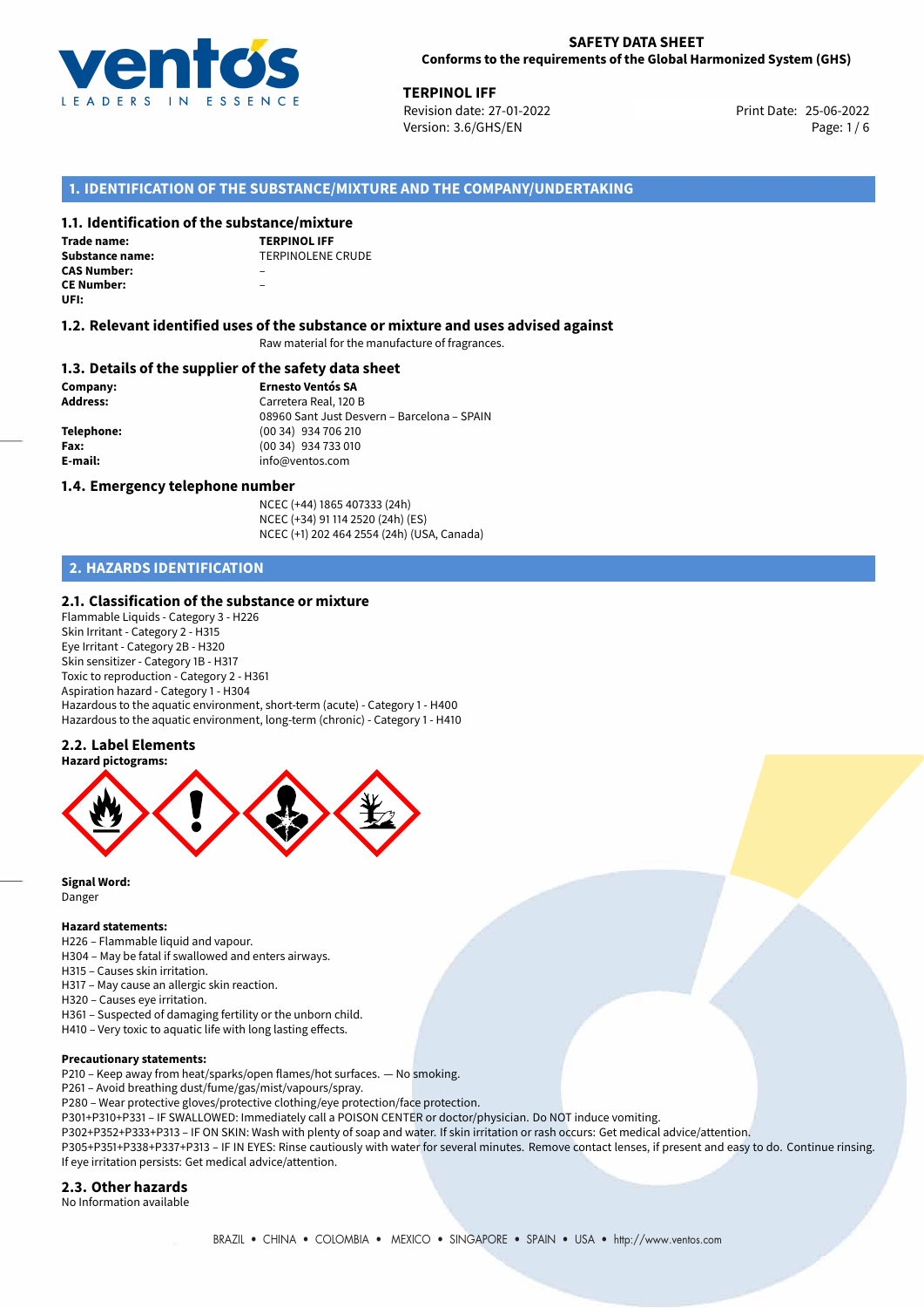**SAFETY DATA SHEET**
**Conforms to the requirements of the Global Harmonized System (GHS)**

**TERPINOL IFF**
Revision date: 27-01-2022
Version: 3.6/GHS/EN
Print Date: 25-06-2022

## 1. IDENTIFICATION OF THE SUBSTANCE/MIXTURE AND THE COMPANY/UNDERTAKING

### 1.1. Identification of the substance/mixture

| | |
|---|---|
| **Trade name:** | **TERPINOL IFF** |
| **Substance name:** | TERPINOLENE CRUDE |
| **CAS Number:** | – |
| **CE Number:** | – |
| **UFI:** | |

### 1.2. Relevant identified uses of the substance or mixture and uses advised against

Raw material for the manufacture of fragrances.

### 1.3. Details of the supplier of the safety data sheet

| | |
|---|---|
| **Company:** | **Ernesto Ventós SA** |
| **Address:** | Carretera Real, 120 B<br>08960 Sant Just Desvern – Barcelona – SPAIN |
| **Telephone:** | (00 34) 934 706 210 |
| **Fax:** | (00 34) 934 733 010 |
| **E-mail:** | info@ventos.com |

### 1.4. Emergency telephone number

NCEC (+44) 1865 407333 (24h)
NCEC (+34) 91 114 2520 (24h) (ES)
NCEC (+1) 202 464 2554 (24h) (USA, Canada)

## 2. HAZARDS IDENTIFICATION

### 2.1. Classification of the substance or mixture

Flammable Liquids - Category 3 - H226
Skin Irritant - Category 2 - H315
Eye Irritant - Category 2B - H320
Skin sensitizer - Category 1B - H317
Toxic to reproduction - Category 2 - H361
Aspiration hazard - Category 1 - H304
Hazardous to the aquatic environment, short-term (acute) - Category 1 - H400
Hazardous to the aquatic environment, long-term (chronic) - Category 1 - H410

### 2.2. Label Elements

**Hazard pictograms:**

**Signal Word:**
Danger

**Hazard statements:**
H226 – Flammable liquid and vapour.
H304 – May be fatal if swallowed and enters airways.
H315 – Causes skin irritation.
H317 – May cause an allergic skin reaction.
H320 – Causes eye irritation.
H361 – Suspected of damaging fertility or the unborn child.
H410 – Very toxic to aquatic life with long lasting effects.

**Precautionary statements:**
P210 – Keep away from heat/sparks/open flames/hot surfaces. — No smoking.
P261 – Avoid breathing dust/fume/gas/mist/vapours/spray.
P280 – Wear protective gloves/protective clothing/eye protection/face protection.
P301+P310+P331 – IF SWALLOWED: Immediately call a POISON CENTER or doctor/physician. Do NOT induce vomiting.
P302+P352+P333+P313 – IF ON SKIN: Wash with plenty of soap and water. If skin irritation or rash occurs: Get medical advice/attention.
P305+P351+P338+P337+P313 – IF IN EYES: Rinse cautiously with water for several minutes. Remove contact lenses, if present and easy to do. Continue rinsing. If eye irritation persists: Get medical advice/attention.

### 2.3. Other hazards

No Information available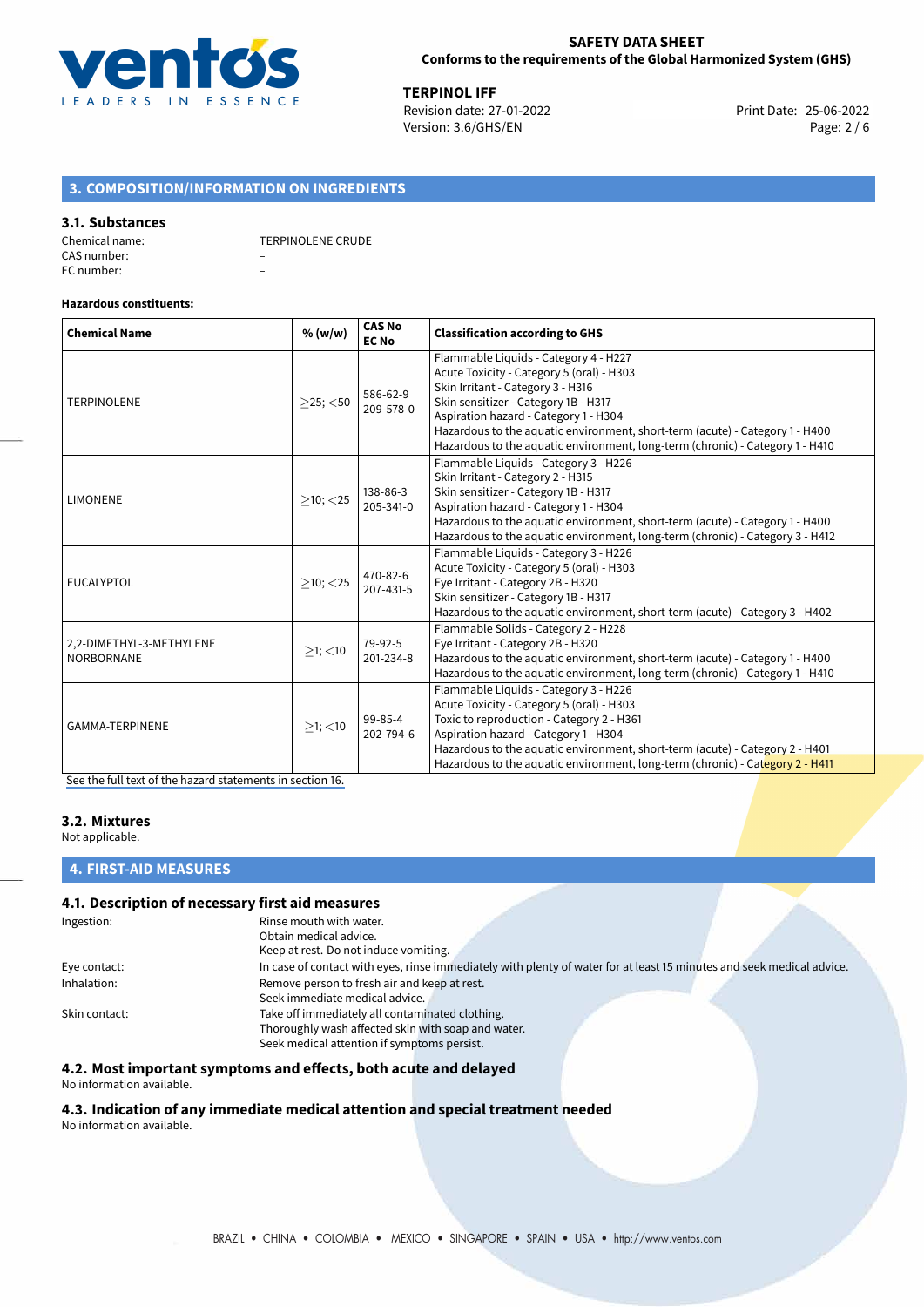## 3. COMPOSITION/INFORMATION ON INGREDIENTS

### 3.1. Substances

Chemical name: TERPINOLENE CRUDE
CAS number: –
EC number: –

**Hazardous constituents:**

| Chemical Name | % (w/w) | CAS No EC No | Classification according to GHS |
|---|---|---|---|
| TERPINOLENE | ≥25; <50 | 586-62-9 209-578-0 | Flammable Liquids - Category 4 - H227<br>Acute Toxicity - Category 5 (oral) - H303<br>Skin Irritant - Category 3 - H316<br>Skin sensitizer - Category 1B - H317<br>Aspiration hazard - Category 1 - H304<br>Hazardous to the aquatic environment, short-term (acute) - Category 1 - H400<br>Hazardous to the aquatic environment, long-term (chronic) - Category 1 - H410 |
| LIMONENE | ≥10; <25 | 138-86-3 205-341-0 | Flammable Liquids - Category 3 - H226<br>Skin Irritant - Category 2 - H315<br>Skin sensitizer - Category 1B - H317<br>Aspiration hazard - Category 1 - H304<br>Hazardous to the aquatic environment, short-term (acute) - Category 1 - H400<br>Hazardous to the aquatic environment, long-term (chronic) - Category 3 - H412 |
| EUCALYPTOL | ≥10; <25 | 470-82-6 207-431-5 | Flammable Liquids - Category 3 - H226<br>Acute Toxicity - Category 5 (oral) - H303<br>Eye Irritant - Category 2B - H320<br>Skin sensitizer - Category 1B - H317<br>Hazardous to the aquatic environment, short-term (acute) - Category 3 - H402 |
| 2,2-DIMETHYL-3-METHYLENE NORBORNANE | ≥1; <10 | 79-92-5 201-234-8 | Flammable Solids - Category 2 - H228<br>Eye Irritant - Category 2B - H320<br>Hazardous to the aquatic environment, short-term (acute) - Category 1 - H400<br>Hazardous to the aquatic environment, long-term (chronic) - Category 1 - H410 |
| GAMMA-TERPINENE | ≥1; <10 | 99-85-4 202-794-6 | Flammable Liquids - Category 3 - H226<br>Acute Toxicity - Category 5 (oral) - H303<br>Toxic to reproduction - Category 2 - H361<br>Aspiration hazard - Category 1 - H304<br>Hazardous to the aquatic environment, short-term (acute) - Category 2 - H401<br>Hazardous to the aquatic environment, long-term (chronic) - Category 2 - H411 |

See the full text of the hazard statements in section 16.

### 3.2. Mixtures

Not applicable.

## 4. FIRST-AID MEASURES

### 4.1. Description of necessary first aid measures

Ingestion: Rinse mouth with water.
Obtain medical advice.
Keep at rest. Do not induce vomiting.

Eye contact: In case of contact with eyes, rinse immediately with plenty of water for at least 15 minutes and seek medical advice.

Inhalation: Remove person to fresh air and keep at rest.
Seek immediate medical advice.

Skin contact: Take off immediately all contaminated clothing.
Thoroughly wash affected skin with soap and water.
Seek medical attention if symptoms persist.

### 4.2. Most important symptoms and effects, both acute and delayed

No information available.

### 4.3. Indication of any immediate medical attention and special treatment needed

No information available.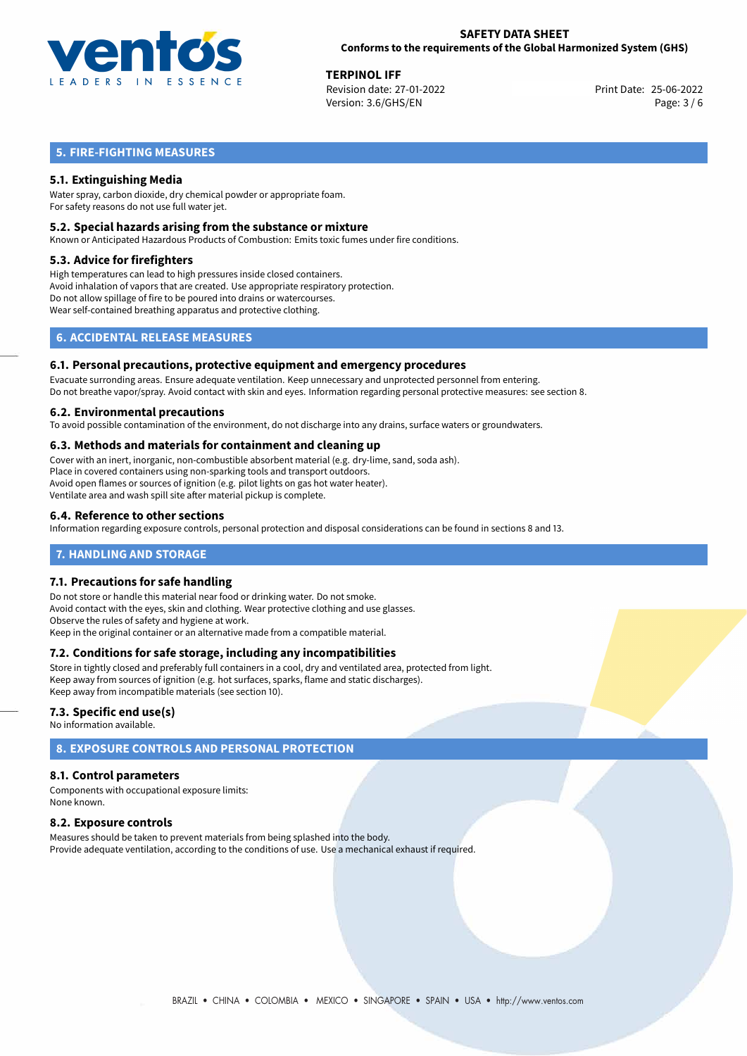## 5. FIRE-FIGHTING MEASURES

### 5.1. Extinguishing Media

Water spray, carbon dioxide, dry chemical powder or appropriate foam.
For safety reasons do not use full water jet.

### 5.2. Special hazards arising from the substance or mixture

Known or Anticipated Hazardous Products of Combustion: Emits toxic fumes under fire conditions.

### 5.3. Advice for firefighters

High temperatures can lead to high pressures inside closed containers.
Avoid inhalation of vapors that are created. Use appropriate respiratory protection.
Do not allow spillage of fire to be poured into drains or watercourses.
Wear self-contained breathing apparatus and protective clothing.

## 6. ACCIDENTAL RELEASE MEASURES

### 6.1. Personal precautions, protective equipment and emergency procedures

Evacuate surronding areas. Ensure adequate ventilation. Keep unnecessary and unprotected personnel from entering.
Do not breathe vapor/spray. Avoid contact with skin and eyes. Information regarding personal protective measures: see section 8.

### 6.2. Environmental precautions

To avoid possible contamination of the environment, do not discharge into any drains, surface waters or groundwaters.

### 6.3. Methods and materials for containment and cleaning up

Cover with an inert, inorganic, non-combustible absorbent material (e.g. dry-lime, sand, soda ash).
Place in covered containers using non-sparking tools and transport outdoors.
Avoid open flames or sources of ignition (e.g. pilot lights on gas hot water heater).
Ventilate area and wash spill site after material pickup is complete.

### 6.4. Reference to other sections

Information regarding exposure controls, personal protection and disposal considerations can be found in sections 8 and 13.

## 7. HANDLING AND STORAGE

### 7.1. Precautions for safe handling

Do not store or handle this material near food or drinking water. Do not smoke.
Avoid contact with the eyes, skin and clothing. Wear protective clothing and use glasses.
Observe the rules of safety and hygiene at work.
Keep in the original container or an alternative made from a compatible material.

### 7.2. Conditions for safe storage, including any incompatibilities

Store in tightly closed and preferably full containers in a cool, dry and ventilated area, protected from light.
Keep away from sources of ignition (e.g. hot surfaces, sparks, flame and static discharges).
Keep away from incompatible materials (see section 10).

### 7.3. Specific end use(s)

No information available.

## 8. EXPOSURE CONTROLS AND PERSONAL PROTECTION

### 8.1. Control parameters

Components with occupational exposure limits:
None known.

### 8.2. Exposure controls

Measures should be taken to prevent materials from being splashed into the body.
Provide adequate ventilation, according to the conditions of use. Use a mechanical exhaust if required.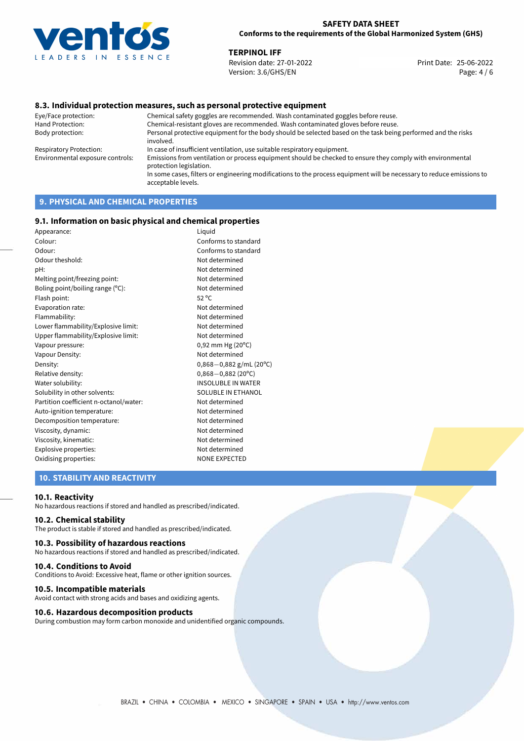### 8.3. Individual protection measures, such as personal protective equipment

| | |
|---|---|
| Eye/Face protection: | Chemical safety goggles are recommended. Wash contaminated goggles before reuse. |
| Hand Protection: | Chemical-resistant gloves are recommended. Wash contaminated gloves before reuse. |
| Body protection: | Personal protective equipment for the body should be selected based on the task being performed and the risks involved. |
| Respiratory Protection: | In case of insufficient ventilation, use suitable respiratory equipment. |
| Environmental exposure controls: | Emissions from ventilation or process equipment should be checked to ensure they comply with environmental protection legislation. In some cases, filters or engineering modifications to the process equipment will be necessary to reduce emissions to acceptable levels. |

## 9. PHYSICAL AND CHEMICAL PROPERTIES

### 9.1. Information on basic physical and chemical properties

| | |
|---|---|
| Appearance: | Liquid |
| Colour: | Conforms to standard |
| Odour: | Conforms to standard |
| Odour theshold: | Not determined |
| pH: | Not determined |
| Melting point/freezing point: | Not determined |
| Boling point/boiling range (°C): | Not determined |
| Flash point: | 52 °C |
| Evaporation rate: | Not determined |
| Flammability: | Not determined |
| Lower flammability/Explosive limit: | Not determined |
| Upper flammability/Explosive limit: | Not determined |
| Vapour pressure: | 0,92 mm Hg (20°C) |
| Vapour Density: | Not determined |
| Density: | 0,868−0,882 g/mL (20°C) |
| Relative density: | 0,868−0,882 (20°C) |
| Water solubility: | INSOLUBLE IN WATER |
| Solubility in other solvents: | SOLUBLE IN ETHANOL |
| Partition coefficient n-octanol/water: | Not determined |
| Auto-ignition temperature: | Not determined |
| Decomposition temperature: | Not determined |
| Viscosity, dynamic: | Not determined |
| Viscosity, kinematic: | Not determined |
| Explosive properties: | Not determined |
| Oxidising properties: | NONE EXPECTED |

## 10. STABILITY AND REACTIVITY

### 10.1. Reactivity

No hazardous reactions if stored and handled as prescribed/indicated.

### 10.2. Chemical stability

The product is stable if stored and handled as prescribed/indicated.

### 10.3. Possibility of hazardous reactions

No hazardous reactions if stored and handled as prescribed/indicated.

### 10.4. Conditions to Avoid

Conditions to Avoid: Excessive heat, flame or other ignition sources.

### 10.5. Incompatible materials

Avoid contact with strong acids and bases and oxidizing agents.

### 10.6. Hazardous decomposition products

During combustion may form carbon monoxide and unidentified organic compounds.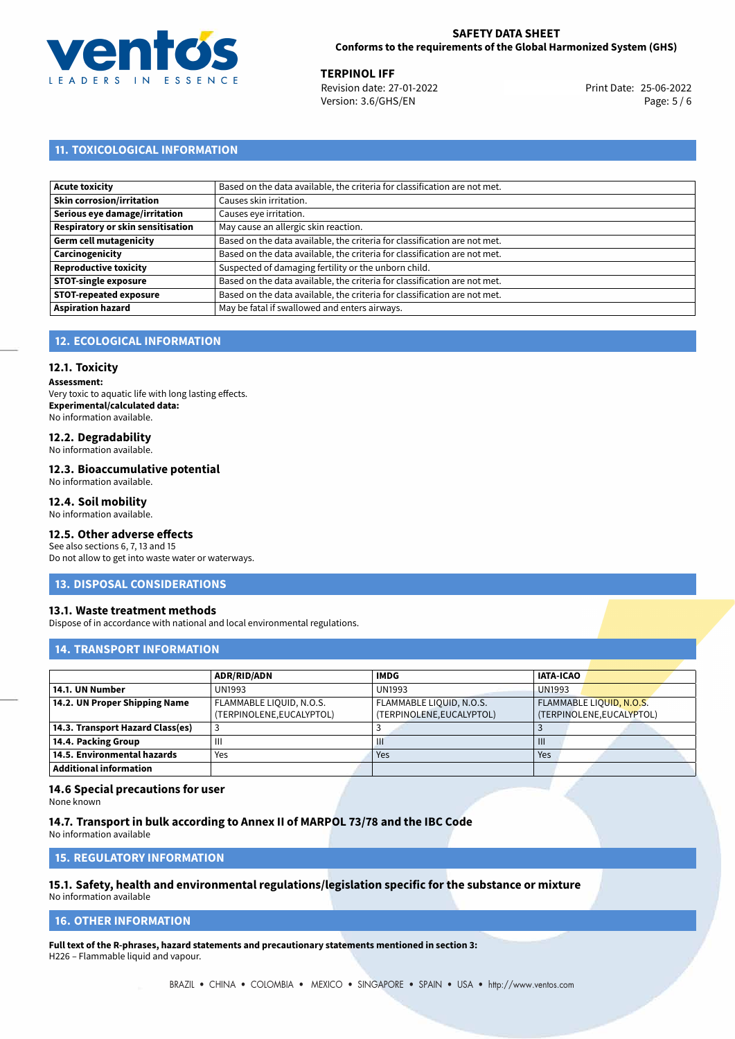## 11. TOXICOLOGICAL INFORMATION

| | |
|---|---|
| **Acute toxicity** | Based on the data available, the criteria for classification are not met. |
| **Skin corrosion/irritation** | Causes skin irritation. |
| **Serious eye damage/irritation** | Causes eye irritation. |
| **Respiratory or skin sensitisation** | May cause an allergic skin reaction. |
| **Germ cell mutagenicity** | Based on the data available, the criteria for classification are not met. |
| **Carcinogenicity** | Based on the data available, the criteria for classification are not met. |
| **Reproductive toxicity** | Suspected of damaging fertility or the unborn child. |
| **STOT-single exposure** | Based on the data available, the criteria for classification are not met. |
| **STOT-repeated exposure** | Based on the data available, the criteria for classification are not met. |
| **Aspiration hazard** | May be fatal if swallowed and enters airways. |

## 12. ECOLOGICAL INFORMATION

### 12.1. Toxicity

**Assessment:**
Very toxic to aquatic life with long lasting effects.
**Experimental/calculated data:**
No information available.

### 12.2. Degradability

No information available.

### 12.3. Bioaccumulative potential

No information available.

### 12.4. Soil mobility

No information available.

### 12.5. Other adverse effects

See also sections 6, 7, 13 and 15
Do not allow to get into waste water or waterways.

## 13. DISPOSAL CONSIDERATIONS

### 13.1. Waste treatment methods

Dispose of in accordance with national and local environmental regulations.

## 14. TRANSPORT INFORMATION

| | ADR/RID/ADN | IMDG | IATA-ICAO |
|---|---|---|---|
| **14.1. UN Number** | UN1993 | UN1993 | UN1993 |
| **14.2. UN Proper Shipping Name** | FLAMMABLE LIQUID, N.O.S. (TERPINOLENE,EUCALYPTOL) | FLAMMABLE LIQUID, N.O.S. (TERPINOLENE,EUCALYPTOL) | FLAMMABLE LIQUID, N.O.S. (TERPINOLENE,EUCALYPTOL) |
| **14.3. Transport Hazard Class(es)** | 3 | 3 | 3 |
| **14.4. Packing Group** | III | III | III |
| **14.5. Environmental hazards** | Yes | Yes | Yes |
| **Additional information** | | | |

### 14.6 Special precautions for user

None known

### 14.7. Transport in bulk according to Annex II of MARPOL 73/78 and the IBC Code

No information available

## 15. REGULATORY INFORMATION

### 15.1. Safety, health and environmental regulations/legislation specific for the substance or mixture

No information available

## 16. OTHER INFORMATION

**Full text of the R-phrases, hazard statements and precautionary statements mentioned in section 3:**
H226 – Flammable liquid and vapour.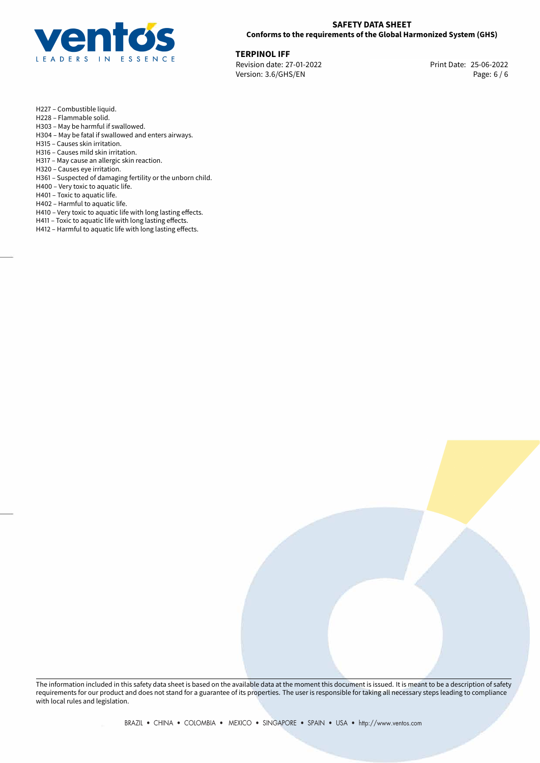H227 – Combustible liquid.
H228 – Flammable solid.
H303 – May be harmful if swallowed.
H304 – May be fatal if swallowed and enters airways.
H315 – Causes skin irritation.
H316 – Causes mild skin irritation.
H317 – May cause an allergic skin reaction.
H320 – Causes eye irritation.
H361 – Suspected of damaging fertility or the unborn child.
H400 – Very toxic to aquatic life.
H401 – Toxic to aquatic life.
H402 – Harmful to aquatic life.
H410 – Very toxic to aquatic life with long lasting effects.
H411 – Toxic to aquatic life with long lasting effects.
H412 – Harmful to aquatic life with long lasting effects.

The information included in this safety data sheet is based on the available data at the moment this document is issued. It is meant to be a description of safety requirements for our product and does not stand for a guarantee of its properties. The user is responsible for taking all necessary steps leading to compliance with local rules and legislation.